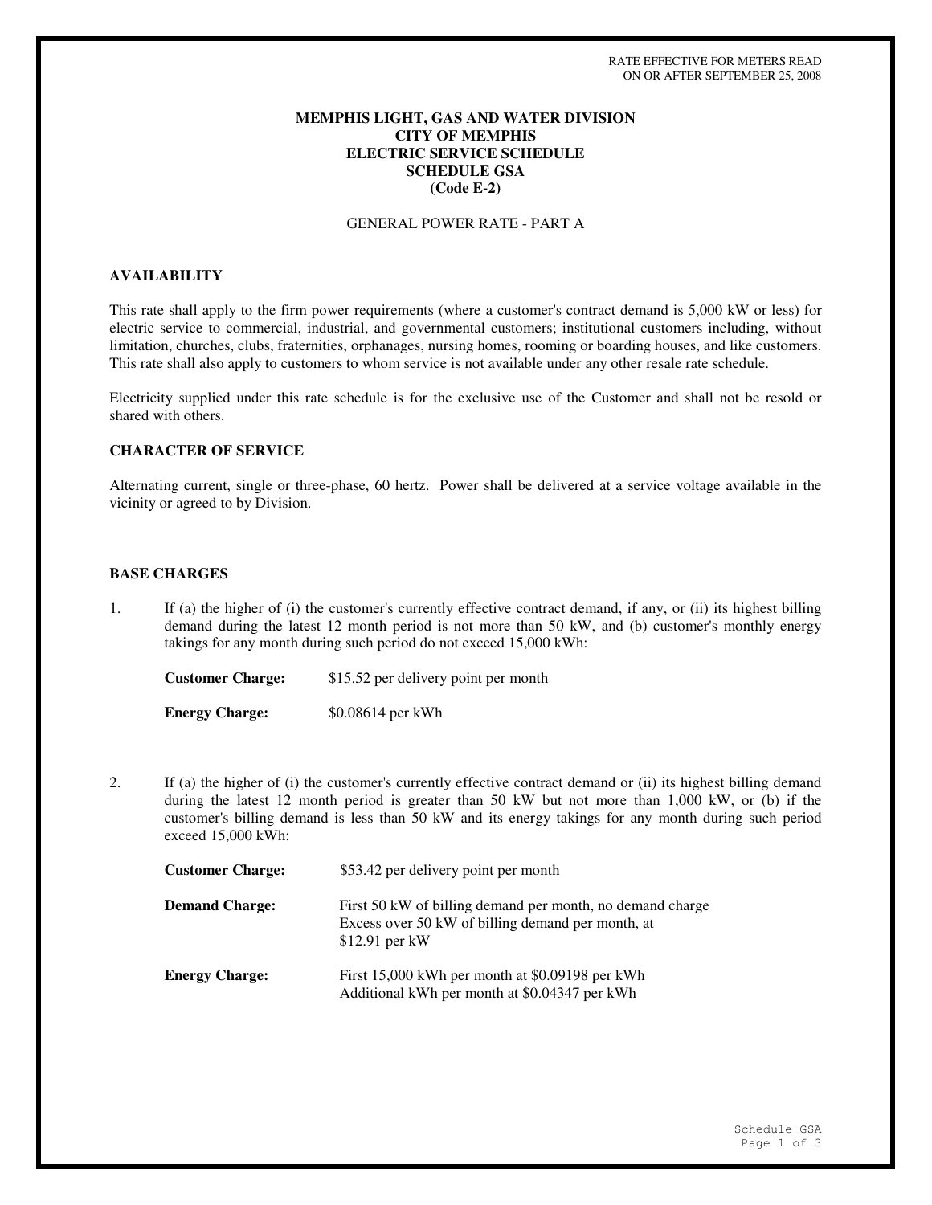RATE EFFECTIVE FOR METERS READ
ON OR AFTER SEPTEMBER 25, 2008

**MEMPHIS LIGHT, GAS AND WATER DIVISION**
**CITY OF MEMPHIS**
**ELECTRIC SERVICE SCHEDULE**
**SCHEDULE GSA**
**(Code E-2)**

GENERAL POWER RATE - PART A

## AVAILABILITY

This rate shall apply to the firm power requirements (where a customer's contract demand is 5,000 kW or less) for electric service to commercial, industrial, and governmental customers; institutional customers including, without limitation, churches, clubs, fraternities, orphanages, nursing homes, rooming or boarding houses, and like customers. This rate shall also apply to customers to whom service is not available under any other resale rate schedule.

Electricity supplied under this rate schedule is for the exclusive use of the Customer and shall not be resold or shared with others.

## CHARACTER OF SERVICE

Alternating current, single or three-phase, 60 hertz. Power shall be delivered at a service voltage available in the vicinity or agreed to by Division.

## BASE CHARGES

1. If (a) the higher of (i) the customer's currently effective contract demand, if any, or (ii) its highest billing demand during the latest 12 month period is not more than 50 kW, and (b) customer's monthly energy takings for any month during such period do not exceed 15,000 kWh:

   **Customer Charge:** $15.52 per delivery point per month

   **Energy Charge:** $0.08614 per kWh

2. If (a) the higher of (i) the customer's currently effective contract demand or (ii) its highest billing demand during the latest 12 month period is greater than 50 kW but not more than 1,000 kW, or (b) if the customer's billing demand is less than 50 kW and its energy takings for any month during such period exceed 15,000 kWh:

   **Customer Charge:** $53.42 per delivery point per month

   **Demand Charge:** First 50 kW of billing demand per month, no demand charge
   Excess over 50 kW of billing demand per month, at $12.91 per kW

   **Energy Charge:** First 15,000 kWh per month at $0.09198 per kWh
   Additional kWh per month at $0.04347 per kWh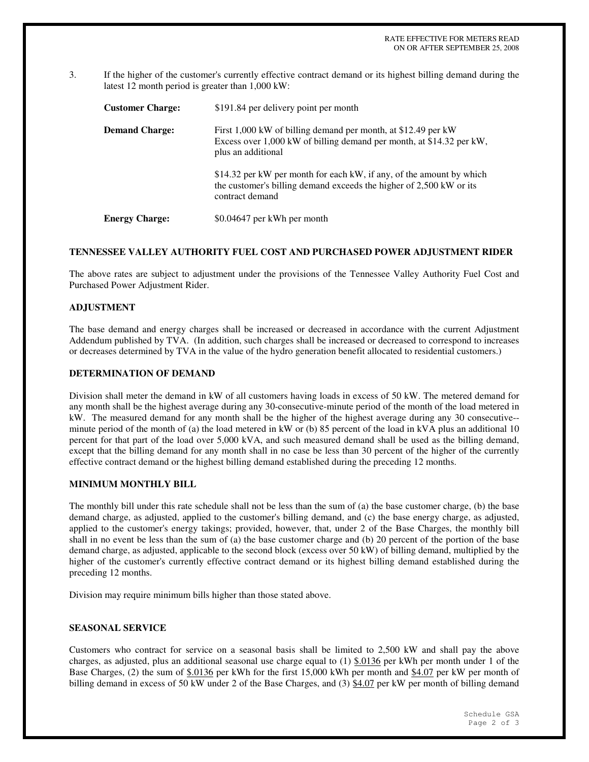RATE EFFECTIVE FOR METERS READ ON OR AFTER SEPTEMBER 25, 2008

3. If the higher of the customer's currently effective contract demand or its highest billing demand during the latest 12 month period is greater than 1,000 kW:

| | |
|---|---|
| **Customer Charge:** | $191.84 per delivery point per month |
| **Demand Charge:** | First 1,000 kW of billing demand per month, at $12.49 per kW<br>Excess over 1,000 kW of billing demand per month, at $14.32 per kW, plus an additional<br><br>$14.32 per kW per month for each kW, if any, of the amount by which the customer's billing demand exceeds the higher of 2,500 kW or its contract demand |
| **Energy Charge:** | $0.04647 per kWh per month |

**TENNESSEE VALLEY AUTHORITY FUEL COST AND PURCHASED POWER ADJUSTMENT RIDER**

The above rates are subject to adjustment under the provisions of the Tennessee Valley Authority Fuel Cost and Purchased Power Adjustment Rider.

**ADJUSTMENT**

The base demand and energy charges shall be increased or decreased in accordance with the current Adjustment Addendum published by TVA. (In addition, such charges shall be increased or decreased to correspond to increases or decreases determined by TVA in the value of the hydro generation benefit allocated to residential customers.)

**DETERMINATION OF DEMAND**

Division shall meter the demand in kW of all customers having loads in excess of 50 kW. The metered demand for any month shall be the highest average during any 30-consecutive-minute period of the month of the load metered in kW. The measured demand for any month shall be the higher of the highest average during any 30 consecutive--minute period of the month of (a) the load metered in kW or (b) 85 percent of the load in kVA plus an additional 10 percent for that part of the load over 5,000 kVA, and such measured demand shall be used as the billing demand, except that the billing demand for any month shall in no case be less than 30 percent of the higher of the currently effective contract demand or the highest billing demand established during the preceding 12 months.

**MINIMUM MONTHLY BILL**

The monthly bill under this rate schedule shall not be less than the sum of (a) the base customer charge, (b) the base demand charge, as adjusted, applied to the customer's billing demand, and (c) the base energy charge, as adjusted, applied to the customer's energy takings; provided, however, that, under 2 of the Base Charges, the monthly bill shall in no event be less than the sum of (a) the base customer charge and (b) 20 percent of the portion of the base demand charge, as adjusted, applicable to the second block (excess over 50 kW) of billing demand, multiplied by the higher of the customer's currently effective contract demand or its highest billing demand established during the preceding 12 months.

Division may require minimum bills higher than those stated above.

**SEASONAL SERVICE**

Customers who contract for service on a seasonal basis shall be limited to 2,500 kW and shall pay the above charges, as adjusted, plus an additional seasonal use charge equal to (1) $.0136 per kWh per month under 1 of the Base Charges, (2) the sum of $.0136 per kWh for the first 15,000 kWh per month and $4.07 per kW per month of billing demand in excess of 50 kW under 2 of the Base Charges, and (3) $4.07 per kW per month of billing demand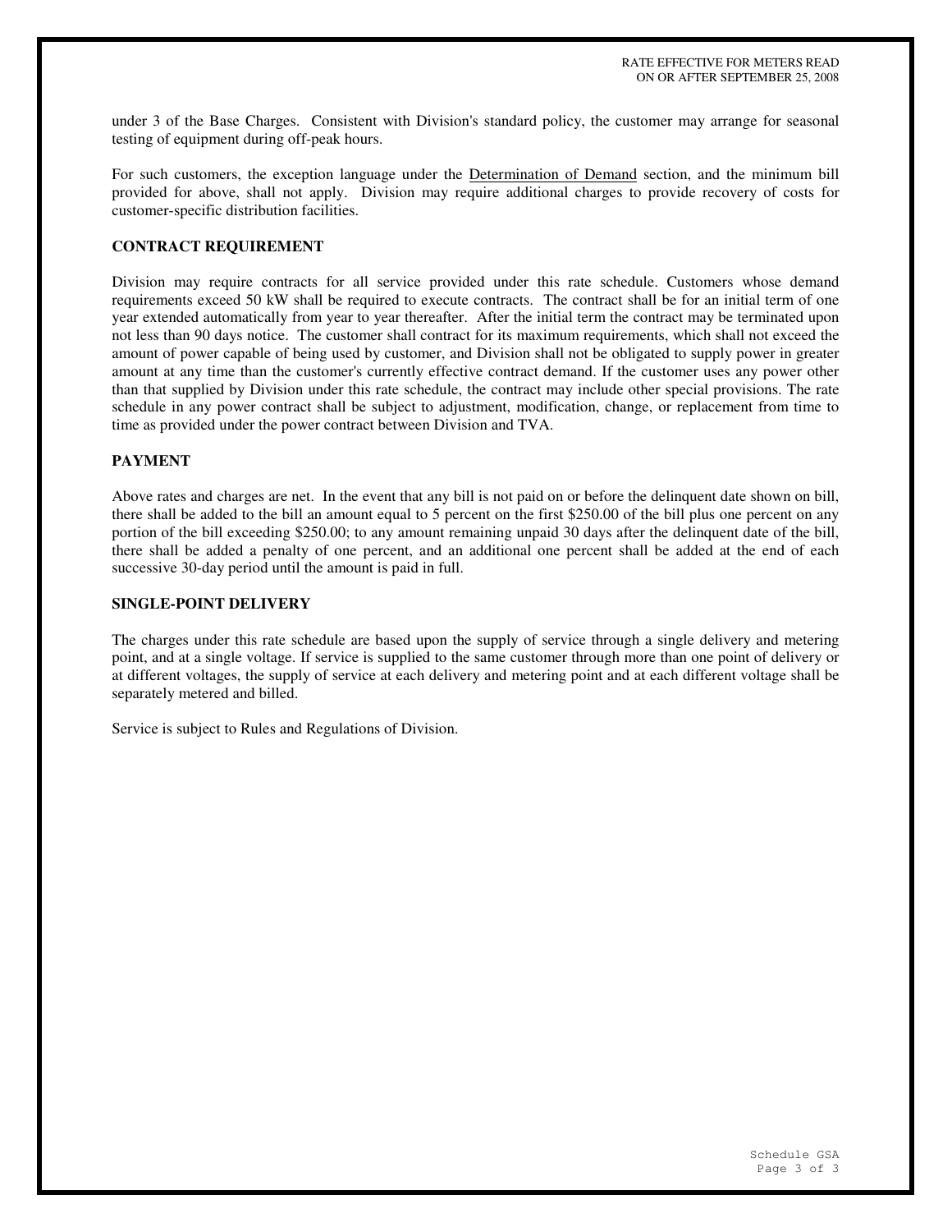under 3 of the Base Charges. Consistent with Division's standard policy, the customer may arrange for seasonal testing of equipment during off-peak hours.

For such customers, the exception language under the Determination of Demand section, and the minimum bill provided for above, shall not apply. Division may require additional charges to provide recovery of costs for customer-specific distribution facilities.

**CONTRACT REQUIREMENT**

Division may require contracts for all service provided under this rate schedule. Customers whose demand requirements exceed 50 kW shall be required to execute contracts. The contract shall be for an initial term of one year extended automatically from year to year thereafter. After the initial term the contract may be terminated upon not less than 90 days notice. The customer shall contract for its maximum requirements, which shall not exceed the amount of power capable of being used by customer, and Division shall not be obligated to supply power in greater amount at any time than the customer's currently effective contract demand. If the customer uses any power other than that supplied by Division under this rate schedule, the contract may include other special provisions. The rate schedule in any power contract shall be subject to adjustment, modification, change, or replacement from time to time as provided under the power contract between Division and TVA.

**PAYMENT**

Above rates and charges are net. In the event that any bill is not paid on or before the delinquent date shown on bill, there shall be added to the bill an amount equal to 5 percent on the first $250.00 of the bill plus one percent on any portion of the bill exceeding $250.00; to any amount remaining unpaid 30 days after the delinquent date of the bill, there shall be added a penalty of one percent, and an additional one percent shall be added at the end of each successive 30-day period until the amount is paid in full.

**SINGLE-POINT DELIVERY**

The charges under this rate schedule are based upon the supply of service through a single delivery and metering point, and at a single voltage. If service is supplied to the same customer through more than one point of delivery or at different voltages, the supply of service at each delivery and metering point and at each different voltage shall be separately metered and billed.

Service is subject to Rules and Regulations of Division.